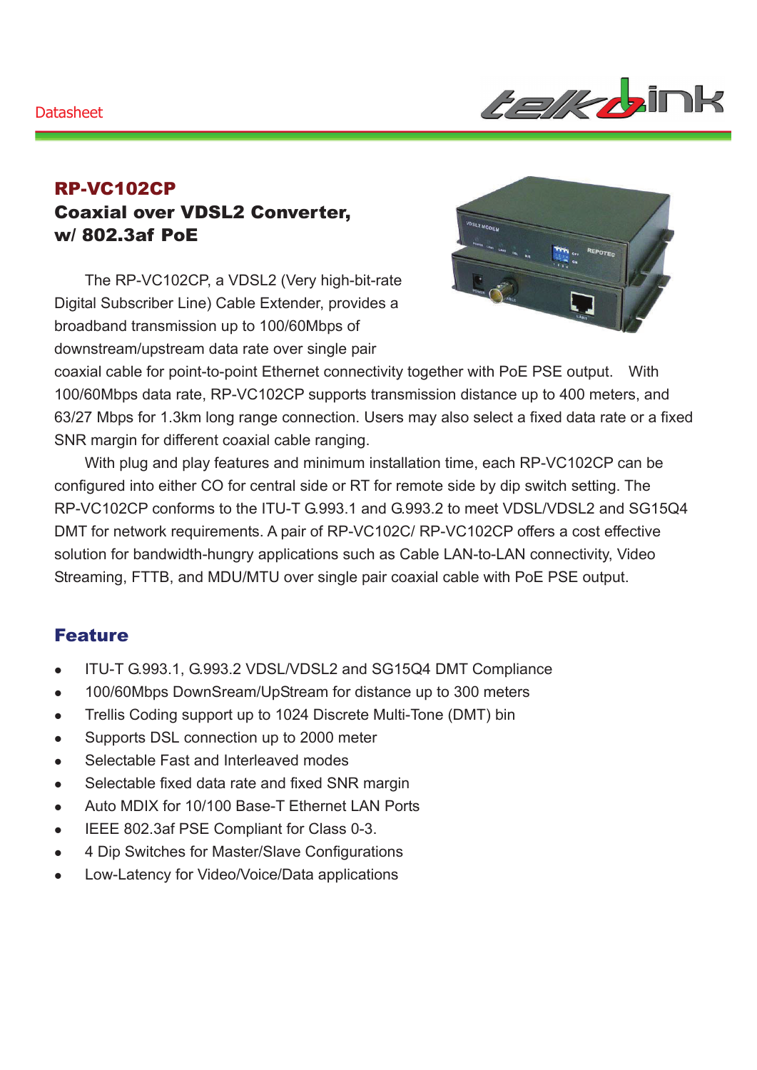Datasheet

# RP-VC102CP

## Coaxial over VDSL2 Converter, w/ 802.3af PoE

The RP-VC102CP, a VDSL2 (Very high-bit-rate Digital Subscriber Line) Cable Extender, provides a broadband transmission up to 100/60Mbps of downstream/upstream data rate over single pair coaxial cable for point-to-point Ethernet connectivity together with PoE PSE output. With 100/60Mbps data rate, RP-VC102CP supports transmission distance up to 400 meters, and 63/27 Mbps for 1.3km long range connection. Users may also select a fixed data rate or a fixed SNR margin for different coaxial cable ranging.

With plug and play features and minimum installation time, each RP-VC102CP can be configured into either CO for central side or RT for remote side by dip switch setting. The RP-VC102CP conforms to the ITU-T G.993.1 and G.993.2 to meet VDSL/VDSL2 and SG15Q4 DMT for network requirements. A pair of RP-VC102C/ RP-VC102CP offers a cost effective solution for bandwidth-hungry applications such as Cable LAN-to-LAN connectivity, Video Streaming, FTTB, and MDU/MTU over single pair coaxial cable with PoE PSE output.

## Feature

- ITU-T G.993.1, G.993.2 VDSL/VDSL2 and SG15Q4 DMT Compliance
- 100/60Mbps DownSream/UpStream for distance up to 300 meters
- Trellis Coding support up to 1024 Discrete Multi-Tone (DMT) bin
- Supports DSL connection up to 2000 meter
- Selectable Fast and Interleaved modes
- Selectable fixed data rate and fixed SNR margin
- Auto MDIX for 10/100 Base-T Ethernet LAN Ports
- IEEE 802.3af PSE Compliant for Class 0-3.
- 4 Dip Switches for Master/Slave Configurations
- Low-Latency for Video/Voice/Data applications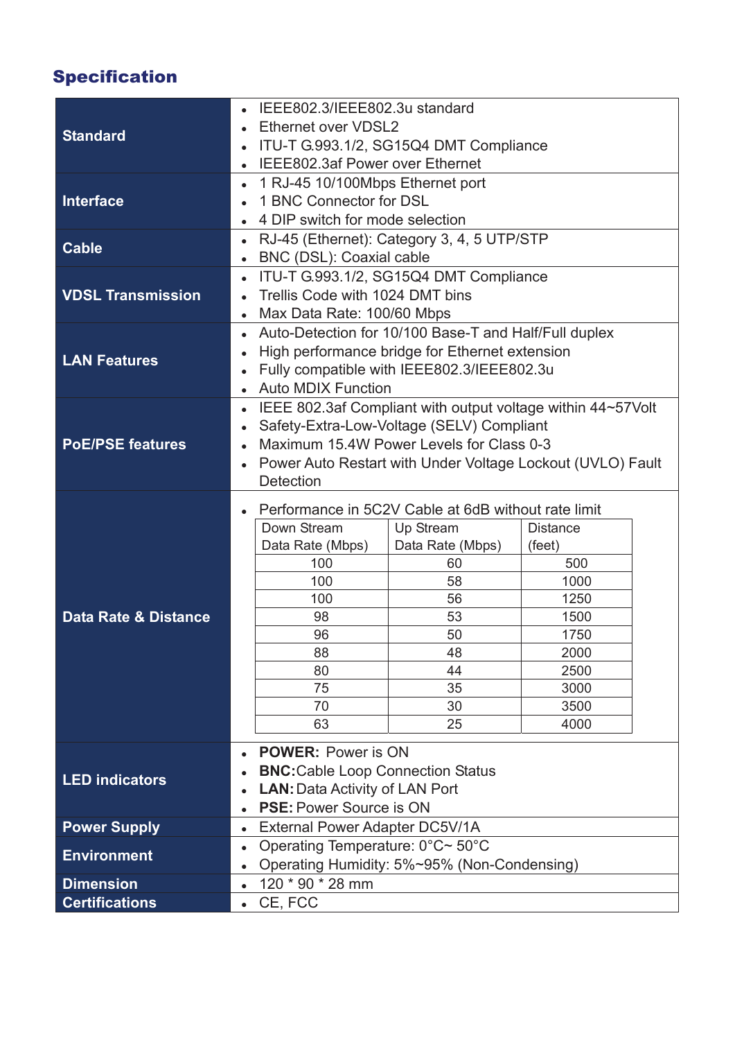## Specification

| | |
|---|---|
| **Standard** | • IEEE802.3/IEEE802.3u standard<br>• Ethernet over VDSL2<br>• ITU-T G.993.1/2, SG15Q4 DMT Compliance<br>• IEEE802.3af Power over Ethernet |
| **Interface** | • 1 RJ-45 10/100Mbps Ethernet port<br>• 1 BNC Connector for DSL<br>• 4 DIP switch for mode selection |
| **Cable** | • RJ-45 (Ethernet): Category 3, 4, 5 UTP/STP<br>• BNC (DSL): Coaxial cable |
| **VDSL Transmission** | • ITU-T G.993.1/2, SG15Q4 DMT Compliance<br>• Trellis Code with 1024 DMT bins<br>• Max Data Rate: 100/60 Mbps |
| **LAN Features** | • Auto-Detection for 10/100 Base-T and Half/Full duplex<br>• High performance bridge for Ethernet extension<br>• Fully compatible with IEEE802.3/IEEE802.3u<br>• Auto MDIX Function |
| **PoE/PSE features** | • IEEE 802.3af Compliant with output voltage within 44~57Volt<br>• Safety-Extra-Low-Voltage (SELV) Compliant<br>• Maximum 15.4W Power Levels for Class 0-3<br>• Power Auto Restart with Under Voltage Lockout (UVLO) Fault Detection |
| **Data Rate & Distance** | • Performance in 5C2V Cable at 6dB without rate limit (see table below) |
| **LED indicators** | • **POWER:** Power is ON<br>• **BNC:** Cable Loop Connection Status<br>• **LAN:** Data Activity of LAN Port<br>• **PSE:** Power Source is ON |
| **Power Supply** | • External Power Adapter DC5V/1A |
| **Environment** | • Operating Temperature: 0°C~ 50°C<br>• Operating Humidity: 5%~95% (Non-Condensing) |
| **Dimension** | • 120 * 90 * 28 mm |
| **Certifications** | • CE, FCC |

Data Rate & Distance – Performance in 5C2V Cable at 6dB without rate limit:

| Down Stream Data Rate (Mbps) | Up Stream Data Rate (Mbps) | Distance (feet) |
|---|---|---|
| 100 | 60 | 500 |
| 100 | 58 | 1000 |
| 100 | 56 | 1250 |
| 98 | 53 | 1500 |
| 96 | 50 | 1750 |
| 88 | 48 | 2000 |
| 80 | 44 | 2500 |
| 75 | 35 | 3000 |
| 70 | 30 | 3500 |
| 63 | 25 | 4000 |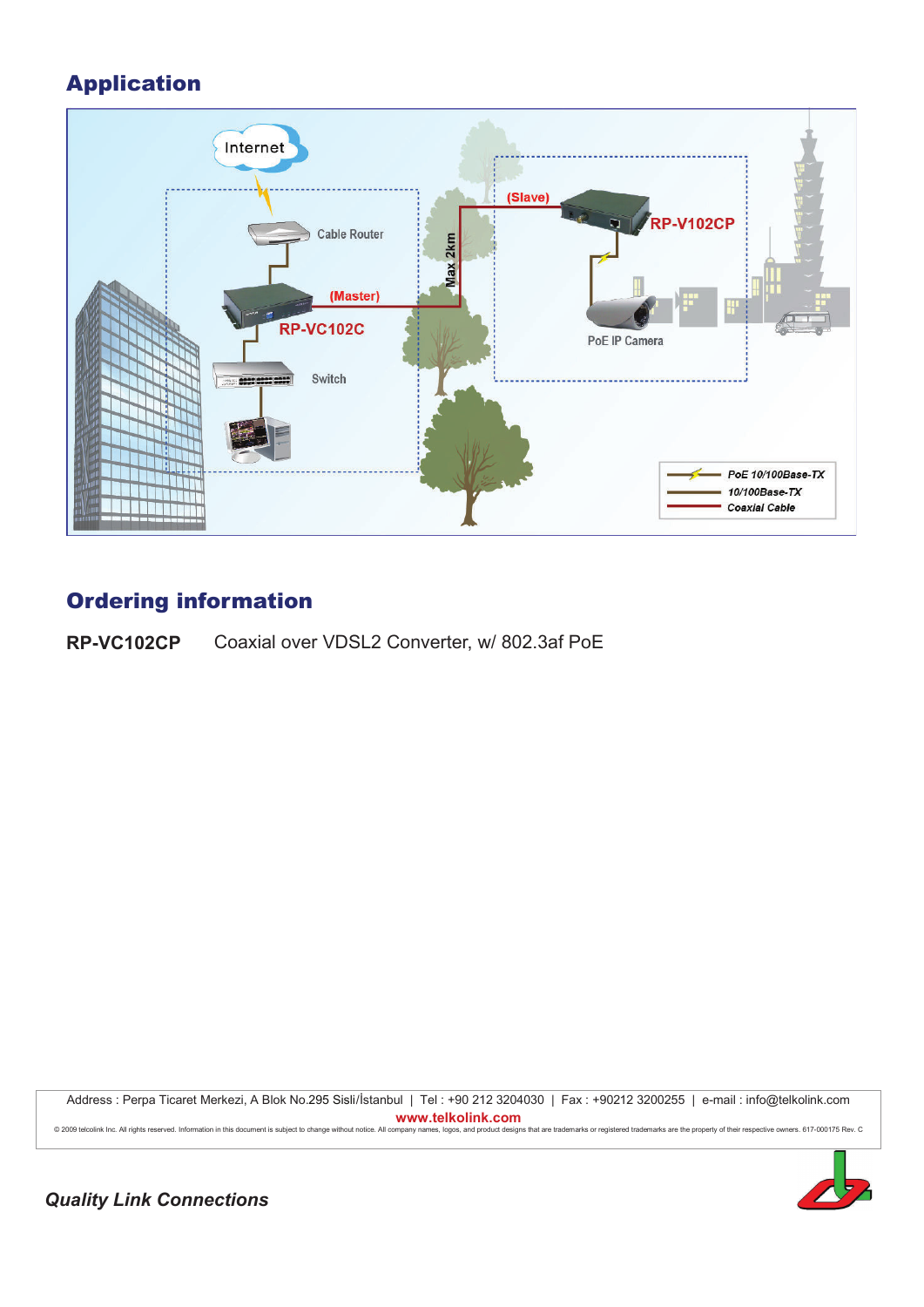## Application

Internet

Cable Router

(Master)

RP-VC102C

Switch

Max 2km

(Slave)

RP-V102CP

PoE IP Camera

PoE 10/100Base-TX

10/100Base-TX

Coaxial Cable

## Ordering information

**RP-VC102CP** Coaxial over VDSL2 Converter, w/ 802.3af PoE

Address : Perpa Ticaret Merkezi, A Blok No.295 Sisli/İstanbul | Tel : +90 212 3204030 | Fax : +90212 3200255 | e-mail : info@telkolink.com

www.telkolink.com

© 2009 telcolink Inc. All rights reserved. Information in this document is subject to change without notice. All company names, logos, and product designs that are trademarks or registered trademarks are the property of their respective owners. 617-000175 Rev. C

*Quality Link Connections*